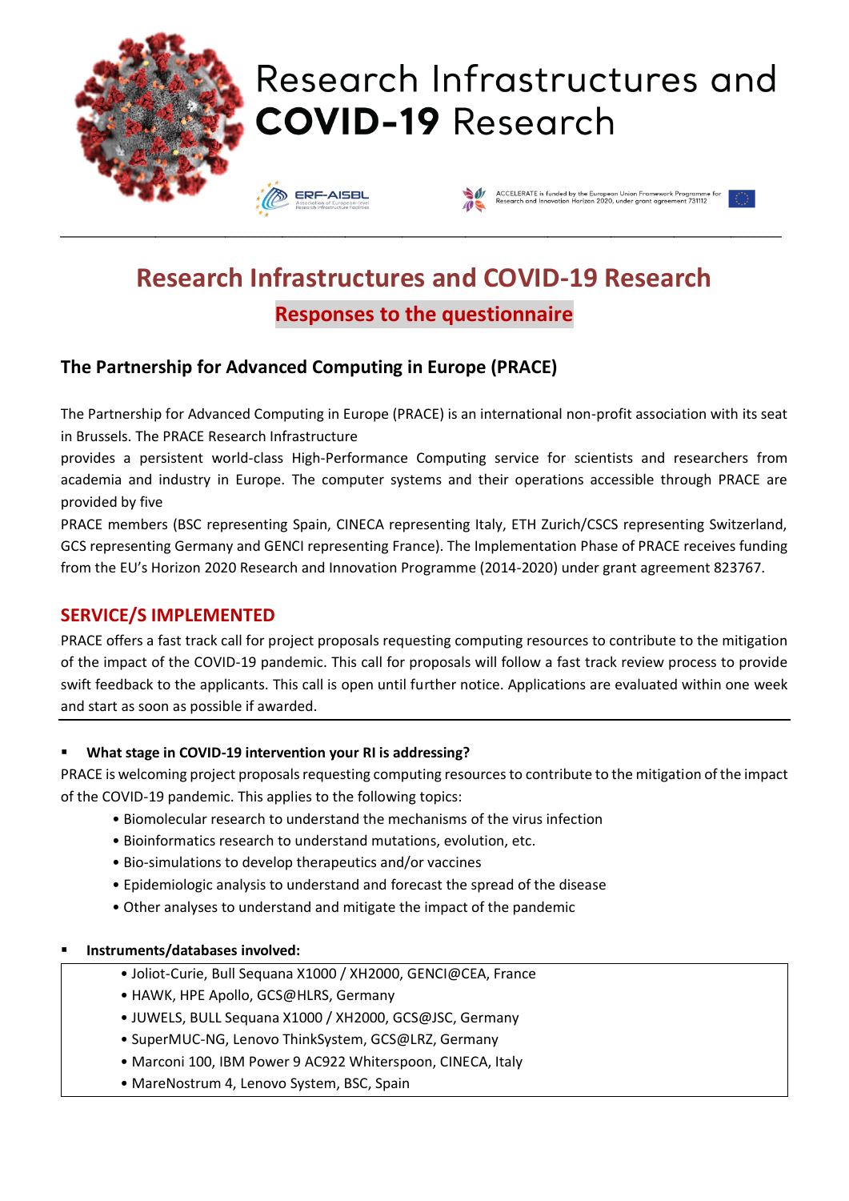# Research Infrastructures and COVID-19 Research

## Responses to the questionnaire

### The Partnership for Advanced Computing in Europe (PRACE)

The Partnership for Advanced Computing in Europe (PRACE) is an international non-profit association with its seat in Brussels. The PRACE Research Infrastructure provides a persistent world-class High-Performance Computing service for scientists and researchers from academia and industry in Europe. The computer systems and their operations accessible through PRACE are provided by five PRACE members (BSC representing Spain, CINECA representing Italy, ETH Zurich/CSCS representing Switzerland, GCS representing Germany and GENCI representing France). The Implementation Phase of PRACE receives funding from the EU's Horizon 2020 Research and Innovation Programme (2014-2020) under grant agreement 823767.

## SERVICE/S IMPLEMENTED

PRACE offers a fast track call for project proposals requesting computing resources to contribute to the mitigation of the impact of the COVID-19 pandemic. This call for proposals will follow a fast track review process to provide swift feedback to the applicants. This call is open until further notice. Applications are evaluated within one week and start as soon as possible if awarded.

- **What stage in COVID-19 intervention your RI is addressing?**

PRACE is welcoming project proposals requesting computing resources to contribute to the mitigation of the impact of the COVID-19 pandemic. This applies to the following topics:

- Biomolecular research to understand the mechanisms of the virus infection
- Bioinformatics research to understand mutations, evolution, etc.
- Bio-simulations to develop therapeutics and/or vaccines
- Epidemiologic analysis to understand and forecast the spread of the disease
- Other analyses to understand and mitigate the impact of the pandemic

- **Instruments/databases involved:**

- Joliot-Curie, Bull Sequana X1000 / XH2000, GENCI@CEA, France
- HAWK, HPE Apollo, GCS@HLRS, Germany
- JUWELS, BULL Sequana X1000 / XH2000, GCS@JSC, Germany
- SuperMUC-NG, Lenovo ThinkSystem, GCS@LRZ, Germany
- Marconi 100, IBM Power 9 AC922 Whiterspoon, CINECA, Italy
- MareNostrum 4, Lenovo System, BSC, Spain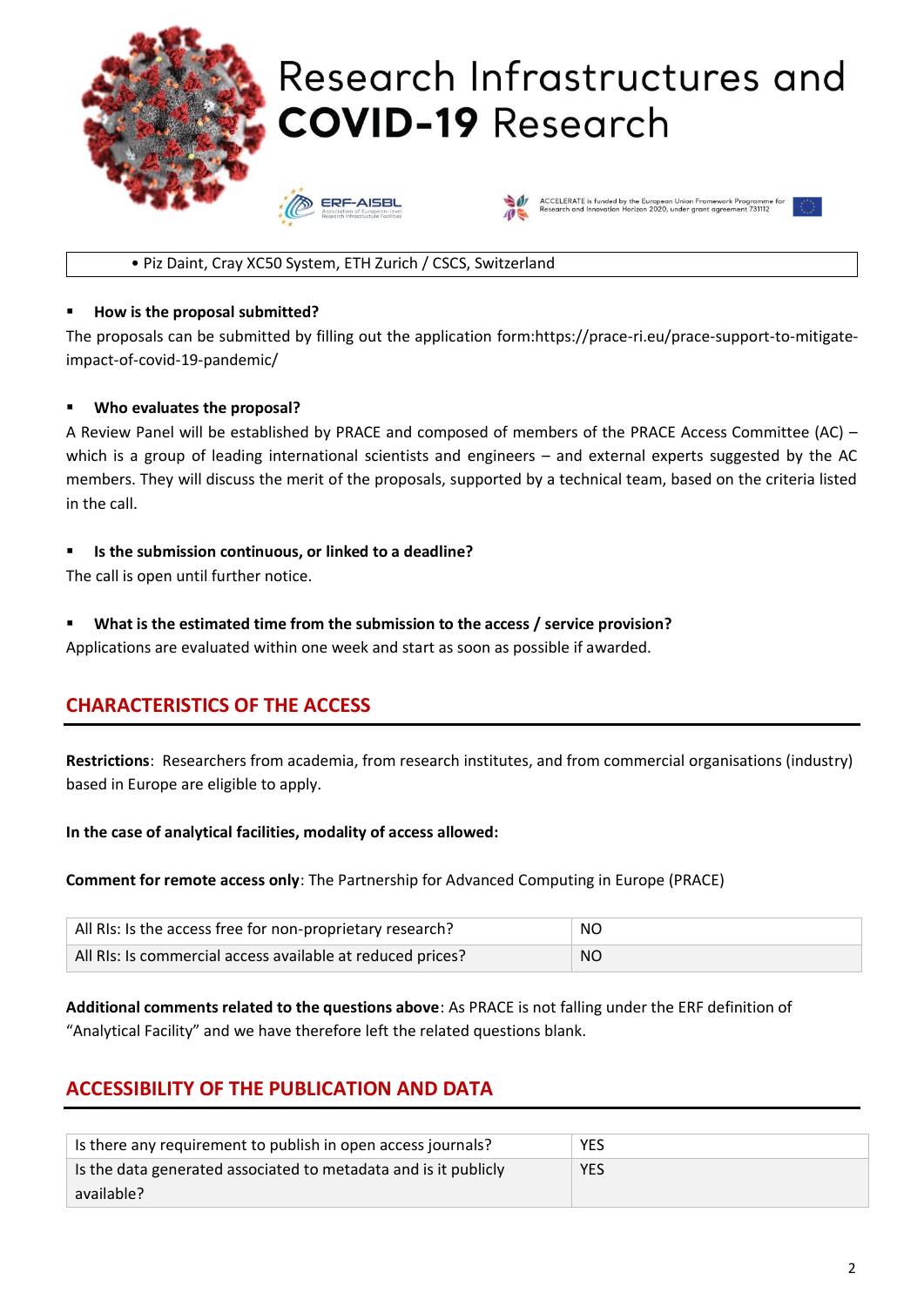| • Piz Daint, Cray XC50 System, ETH Zurich / CSCS, Switzerland |
|---|

- **How is the proposal submitted?**

The proposals can be submitted by filling out the application form:https://prace-ri.eu/prace-support-to-mitigate-impact-of-covid-19-pandemic/

- **Who evaluates the proposal?**

A Review Panel will be established by PRACE and composed of members of the PRACE Access Committee (AC) – which is a group of leading international scientists and engineers – and external experts suggested by the AC members. They will discuss the merit of the proposals, supported by a technical team, based on the criteria listed in the call.

- **Is the submission continuous, or linked to a deadline?**

The call is open until further notice.

- **What is the estimated time from the submission to the access / service provision?**

Applications are evaluated within one week and start as soon as possible if awarded.

## CHARACTERISTICS OF THE ACCESS

**Restrictions**: Researchers from academia, from research institutes, and from commercial organisations (industry) based in Europe are eligible to apply.

**In the case of analytical facilities, modality of access allowed:**

**Comment for remote access only**: The Partnership for Advanced Computing in Europe (PRACE)

| All RIs: Is the access free for non-proprietary research? | NO |
|---|---|
| All RIs: Is commercial access available at reduced prices? | NO |

**Additional comments related to the questions above**: As PRACE is not falling under the ERF definition of "Analytical Facility" and we have therefore left the related questions blank.

## ACCESSIBILITY OF THE PUBLICATION AND DATA

| Is there any requirement to publish in open access journals? | YES |
|---|---|
| Is the data generated associated to metadata and is it publicly available? | YES |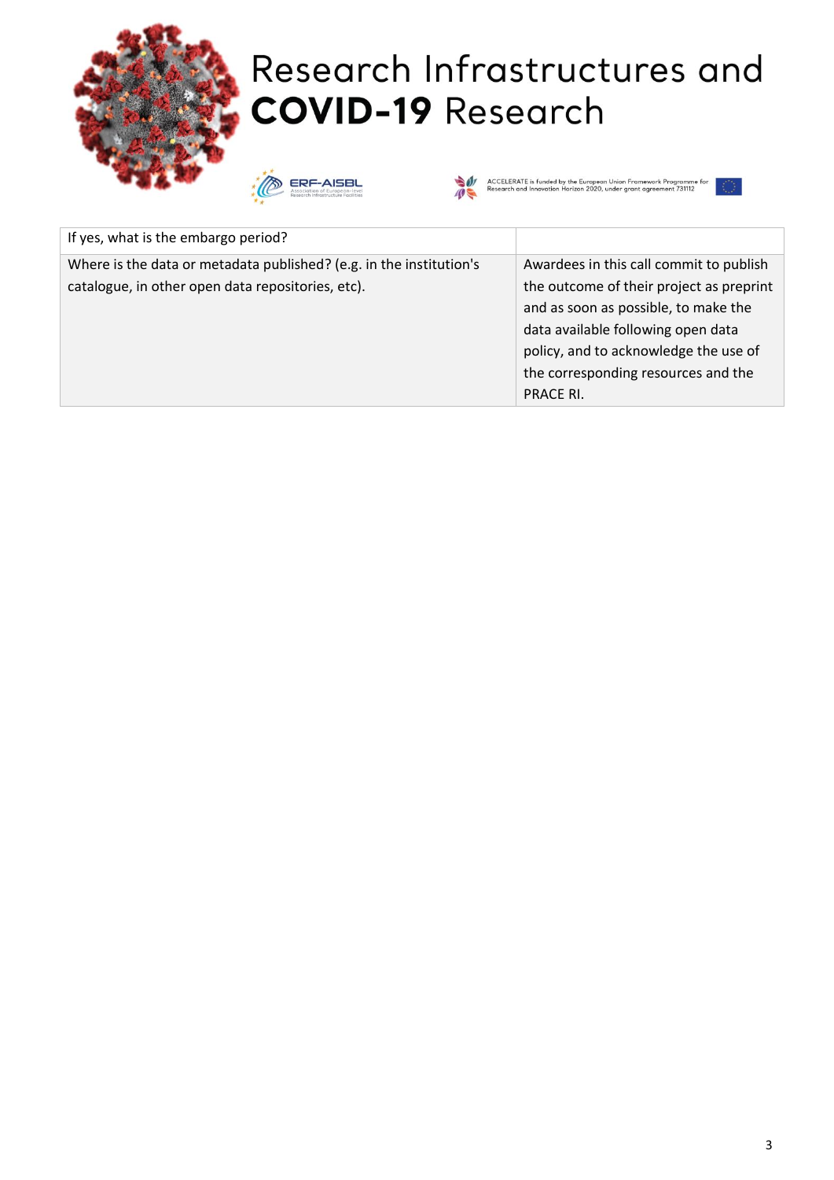| | |
|---|---|
| If yes, what is the embargo period? | |
| Where is the data or metadata published? (e.g. in the institution's catalogue, in other open data repositories, etc). | Awardees in this call commit to publish the outcome of their project as preprint and as soon as possible, to make the data available following open data policy, and to acknowledge the use of the corresponding resources and the PRACE RI. |